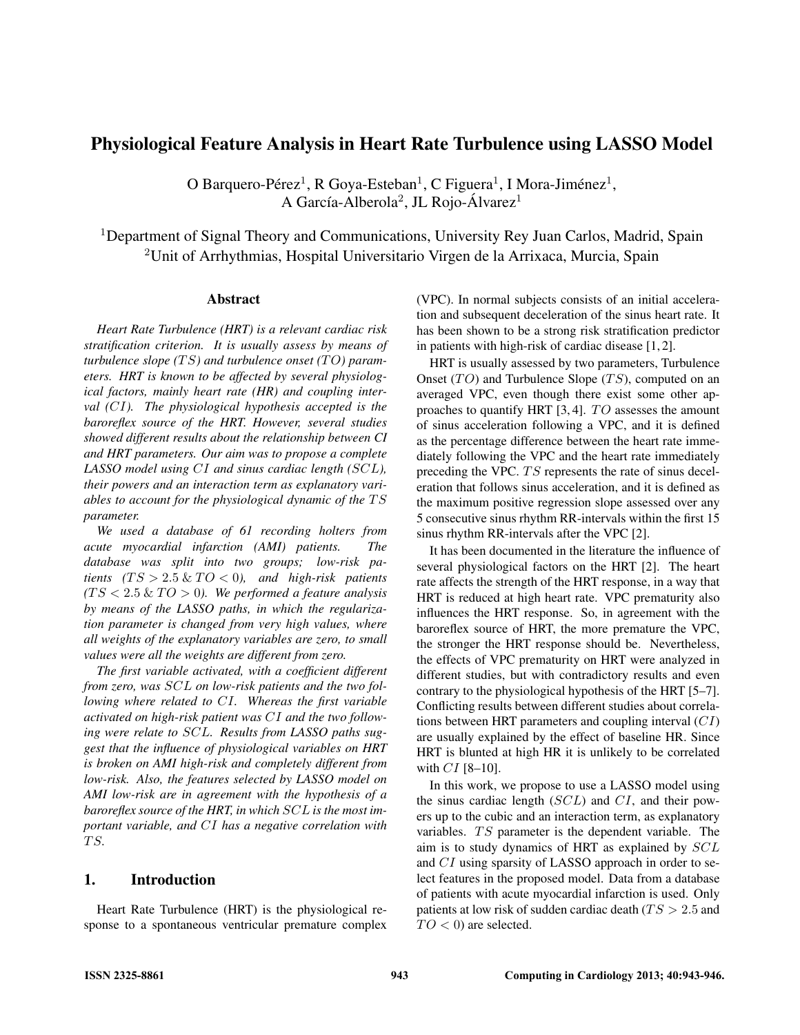# Physiological Feature Analysis in Heart Rate Turbulence using LASSO Model

O Barquero-Pérez[1], R Goya-Esteban[1], C Figuera[1], I Mora-Jiménez[1], A García-Alberola[2], JL Rojo-Álvarez[1]

[1]Department of Signal Theory and Communications, University Rey Juan Carlos, Madrid, Spain
[2]Unit of Arrhythmias, Hospital Universitario Virgen de la Arrixaca, Murcia, Spain

## Abstract

*Heart Rate Turbulence (HRT) is a relevant cardiac risk stratification criterion. It is usually assess by means of turbulence slope ($TS$) and turbulence onset ($TO$) parameters. HRT is known to be affected by several physiological factors, mainly heart rate (HR) and coupling interval ($CI$). The physiological hypothesis accepted is the baroreflex source of the HRT. However, several studies showed different results about the relationship between CI and HRT parameters. Our aim was to propose a complete LASSO model using $CI$ and sinus cardiac length ($SCL$), their powers and an interaction term as explanatory variables to account for the physiological dynamic of the $TS$ parameter.*

*We used a database of 61 recording holters from acute myocardial infarction (AMI) patients. The database was split into two groups; low-risk patients ($TS > 2.5$ & $TO < 0$), and high-risk patients ($TS < 2.5$ & $TO > 0$). We performed a feature analysis by means of the LASSO paths, in which the regularization parameter is changed from very high values, where all weights of the explanatory variables are zero, to small values were all the weights are different from zero.*

*The first variable activated, with a coefficient different from zero, was $SCL$ on low-risk patients and the two following where related to $CI$. Whereas the first variable activated on high-risk patient was $CI$ and the two following were relate to $SCL$. Results from LASSO paths suggest that the influence of physiological variables on HRT is broken on AMI high-risk and completely different from low-risk. Also, the features selected by LASSO model on AMI low-risk are in agreement with the hypothesis of a baroreflex source of the HRT, in which $SCL$ is the most important variable, and $CI$ has a negative correlation with $TS$.*

## 1. Introduction

Heart Rate Turbulence (HRT) is the physiological response to a spontaneous ventricular premature complex (VPC). In normal subjects consists of an initial acceleration and subsequent deceleration of the sinus heart rate. It has been shown to be a strong risk stratification predictor in patients with high-risk of cardiac disease [1, 2].

HRT is usually assessed by two parameters, Turbulence Onset ($TO$) and Turbulence Slope ($TS$), computed on an averaged VPC, even though there exist some other approaches to quantify HRT [3, 4]. $TO$ assesses the amount of sinus acceleration following a VPC, and it is defined as the percentage difference between the heart rate immediately following the VPC and the heart rate immediately preceding the VPC. $TS$ represents the rate of sinus deceleration that follows sinus acceleration, and it is defined as the maximum positive regression slope assessed over any 5 consecutive sinus rhythm RR-intervals within the first 15 sinus rhythm RR-intervals after the VPC [2].

It has been documented in the literature the influence of several physiological factors on the HRT [2]. The heart rate affects the strength of the HRT response, in a way that HRT is reduced at high heart rate. VPC prematurity also influences the HRT response. So, in agreement with the baroreflex source of HRT, the more premature the VPC, the stronger the HRT response should be. Nevertheless, the effects of VPC prematurity on HRT were analyzed in different studies, but with contradictory results and even contrary to the physiological hypothesis of the HRT [5–7]. Conflicting results between different studies about correlations between HRT parameters and coupling interval ($CI$) are usually explained by the effect of baseline HR. Since HRT is blunted at high HR it is unlikely to be correlated with $CI$ [8–10].

In this work, we propose to use a LASSO model using the sinus cardiac length ($SCL$) and $CI$, and their powers up to the cubic and an interaction term, as explanatory variables. $TS$ parameter is the dependent variable. The aim is to study dynamics of HRT as explained by $SCL$ and $CI$ using sparsity of LASSO approach in order to select features in the proposed model. Data from a database of patients with acute myocardial infarction is used. Only patients at low risk of sudden cardiac death ($TS > 2.5$ and $TO < 0$) are selected.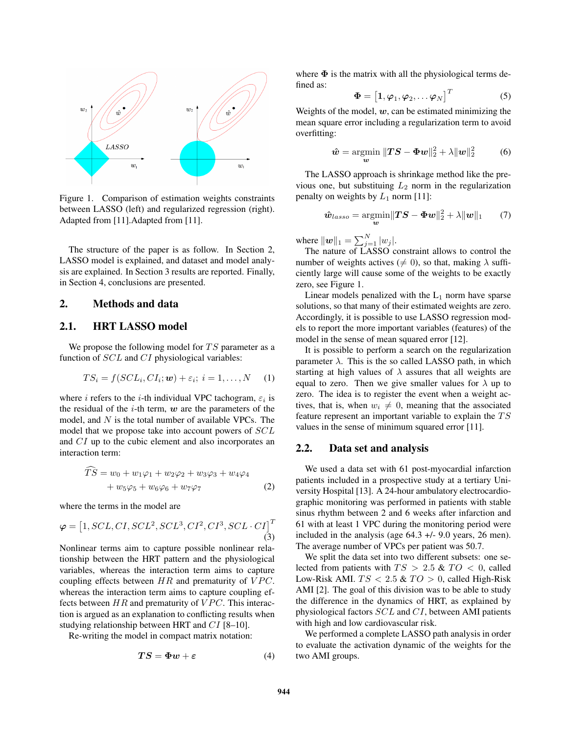Figure 1. Comparison of estimation weights constraints between LASSO (left) and regularized regression (right). Adapted from [11].Adapted from [11].

The structure of the paper is as follow. In Section 2, LASSO model is explained, and dataset and model analysis are explained. In Section 3 results are reported. Finally, in Section 4, conclusions are presented.

## 2. Methods and data

### 2.1. HRT LASSO model

We propose the following model for $TS$ parameter as a function of $SCL$ and $CI$ physiological variables:

$$TS_i = f(SCL_i, CI_i; \boldsymbol{w}) + \varepsilon_i;\ i = 1, \ldots, N \quad (1)$$

where $i$ refers to the $i$-th individual VPC tachogram, $\varepsilon_i$ is the residual of the $i$-th term, $\boldsymbol{w}$ are the parameters of the model, and $N$ is the total number of available VPCs. The model that we propose take into account powers of $SCL$ and $CI$ up to the cubic element and also incorporates an interaction term:

$$\widehat{TS} = w_0 + w_1\varphi_1 + w_2\varphi_2 + w_3\varphi_3 + w_4\varphi_4 + w_5\varphi_5 + w_6\varphi_6 + w_7\varphi_7 \quad (2)$$

where the terms in the model are

$$\boldsymbol{\varphi} = \left[1, SCL, CI, SCL^2, SCL^3, CI^2, CI^3, SCL \cdot CI\right]^T \quad (3)$$

Nonlinear terms aim to capture possible nonlinear relationship between the HRT pattern and the physiological variables, whereas the interaction term aims to capture coupling effects between $HR$ and prematurity of $VPC$. whereas the interaction term aims to capture coupling effects between $HR$ and prematurity of $VPC$. This interaction is argued as an explanation to conflicting results when studying relationship between HRT and $CI$ [8–10].

Re-writing the model in compact matrix notation:

$$\boldsymbol{TS} = \boldsymbol{\Phi w} + \boldsymbol{\varepsilon} \quad (4)$$

where $\boldsymbol{\Phi}$ is the matrix with all the physiological terms defined as:

$$\boldsymbol{\Phi} = \left[\boldsymbol{1}, \boldsymbol{\varphi}_1, \boldsymbol{\varphi}_2, \ldots \boldsymbol{\varphi}_N\right]^T \quad (5)$$

Weights of the model, $\boldsymbol{w}$, can be estimated minimizing the mean square error including a regularization term to avoid overfitting:

$$\hat{\boldsymbol{w}} = \underset{\boldsymbol{w}}{\text{argmin}}\ \|\boldsymbol{TS} - \boldsymbol{\Phi w}\|_2^2 + \lambda\|\boldsymbol{w}\|_2^2 \quad (6)$$

The LASSO approach is shrinkage method like the previous one, but substituting $L_2$ norm in the regularization penalty on weights by $L_1$ norm [11]:

$$\hat{\boldsymbol{w}}_{lasso} = \underset{\boldsymbol{w}}{\text{argmin}}\|\boldsymbol{TS} - \boldsymbol{\Phi w}\|_2^2 + \lambda\|\boldsymbol{w}\|_1 \quad (7)$$

where $\|\boldsymbol{w}\|_1 = \sum_{j=1}^{N}|w_j|$.

The nature of LASSO constraint allows to control the number of weights actives ($\neq 0$), so that, making $\lambda$ sufficiently large will cause some of the weights to be exactly zero, see Figure 1.

Linear models penalized with the $L_1$ norm have sparse solutions, so that many of their estimated weights are zero. Accordingly, it is possible to use LASSO regression models to report the more important variables (features) of the model in the sense of mean squared error [12].

It is possible to perform a search on the regularization parameter $\lambda$. This is the so called LASSO path, in which starting at high values of $\lambda$ assures that all weights are equal to zero. Then we give smaller values for $\lambda$ up to zero. The idea is to register the event when a weight actives, that is, when $w_i \neq 0$, meaning that the associated feature represent an important variable to explain the $TS$ values in the sense of minimum squared error [11].

### 2.2. Data set and analysis

We used a data set with 61 post-myocardial infarction patients included in a prospective study at a tertiary University Hospital [13]. A 24-hour ambulatory electrocardiographic monitoring was performed in patients with stable sinus rhythm between 2 and 6 weeks after infarction and 61 with at least 1 VPC during the monitoring period were included in the analysis (age 64.3 +/- 9.0 years, 26 men). The average number of VPCs per patient was 50.7.

We split the data set into two different subsets: one selected from patients with $TS > 2.5$ & $TO < 0$, called Low-Risk AMI. $TS < 2.5$ & $TO > 0$, called High-Risk AMI [2]. The goal of this division was to be able to study the difference in the dynamics of HRT, as explained by physiological factors $SCL$ and $CI$, between AMI patients with high and low cardiovascular risk.

We performed a complete LASSO path analysis in order to evaluate the activation dynamic of the weights for the two AMI groups.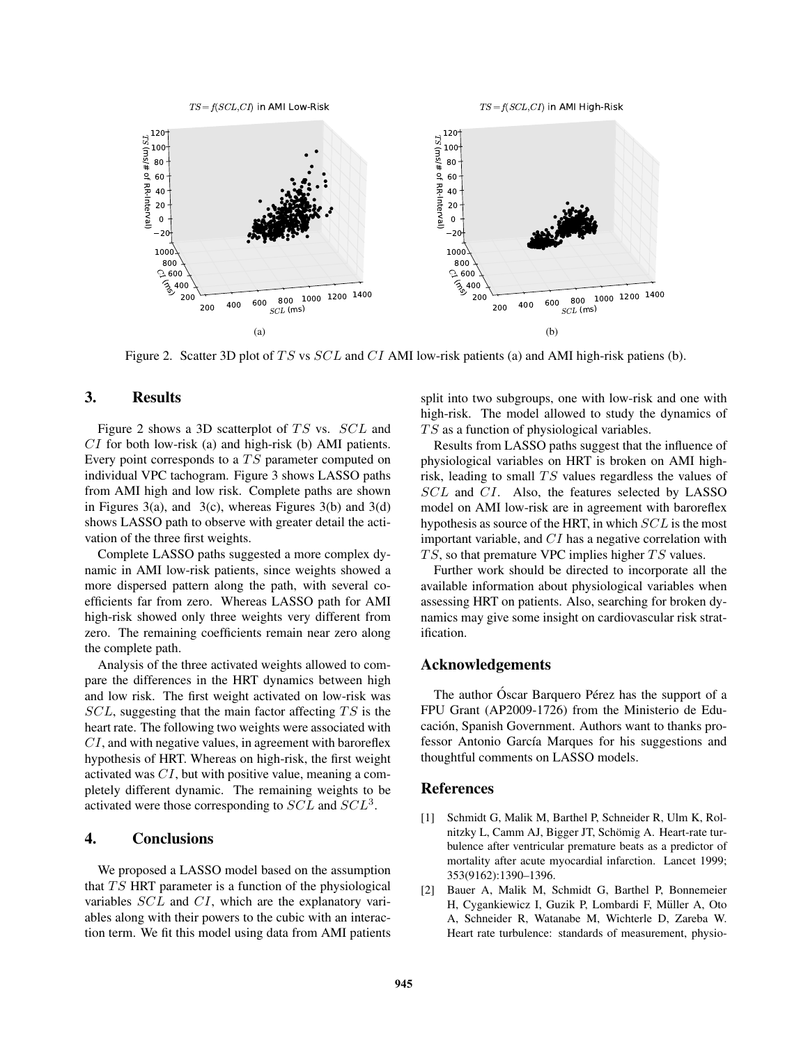Figure 2. Scatter 3D plot of $TS$ vs $SCL$ and $CI$ AMI low-risk patients (a) and AMI high-risk patiens (b).

## 3. Results

Figure 2 shows a 3D scatterplot of $TS$ vs. $SCL$ and $CI$ for both low-risk (a) and high-risk (b) AMI patients. Every point corresponds to a $TS$ parameter computed on individual VPC tachogram. Figure 3 shows LASSO paths from AMI high and low risk. Complete paths are shown in Figures 3(a), and 3(c), whereas Figures 3(b) and 3(d) shows LASSO path to observe with greater detail the activation of the three first weights.

Complete LASSO paths suggested a more complex dynamic in AMI low-risk patients, since weights showed a more dispersed pattern along the path, with several coefficients far from zero. Whereas LASSO path for AMI high-risk showed only three weights very different from zero. The remaining coefficients remain near zero along the complete path.

Analysis of the three activated weights allowed to compare the differences in the HRT dynamics between high and low risk. The first weight activated on low-risk was $SCL$, suggesting that the main factor affecting $TS$ is the heart rate. The following two weights were associated with $CI$, and with negative values, in agreement with baroreflex hypothesis of HRT. Whereas on high-risk, the first weight activated was $CI$, but with positive value, meaning a completely different dynamic. The remaining weights to be activated were those corresponding to $SCL$ and $SCL^3$.

## 4. Conclusions

We proposed a LASSO model based on the assumption that $TS$ HRT parameter is a function of the physiological variables $SCL$ and $CI$, which are the explanatory variables along with their powers to the cubic with an interaction term. We fit this model using data from AMI patients split into two subgroups, one with low-risk and one with high-risk. The model allowed to study the dynamics of $TS$ as a function of physiological variables.

Results from LASSO paths suggest that the influence of physiological variables on HRT is broken on AMI high-risk, leading to small $TS$ values regardless the values of $SCL$ and $CI$. Also, the features selected by LASSO model on AMI low-risk are in agreement with baroreflex hypothesis as source of the HRT, in which $SCL$ is the most important variable, and $CI$ has a negative correlation with $TS$, so that premature VPC implies higher $TS$ values.

Further work should be directed to incorporate all the available information about physiological variables when assessing HRT on patients. Also, searching for broken dynamics may give some insight on cardiovascular risk stratification.

## Acknowledgements

The author Óscar Barquero Pérez has the support of a FPU Grant (AP2009-1726) from the Ministerio de Educación, Spanish Government. Authors want to thanks professor Antonio García Marques for his suggestions and thoughtful comments on LASSO models.

## References

[1] Schmidt G, Malik M, Barthel P, Schneider R, Ulm K, Rolnitzky L, Camm AJ, Bigger JT, Schömig A. Heart-rate turbulence after ventricular premature beats as a predictor of mortality after acute myocardial infarction. Lancet 1999; 353(9162):1390–1396.

[2] Bauer A, Malik M, Schmidt G, Barthel P, Bonnemeier H, Cygankiewicz I, Guzik P, Lombardi F, Müller A, Oto A, Schneider R, Watanabe M, Wichterle D, Zareba W. Heart rate turbulence: standards of measurement, physio-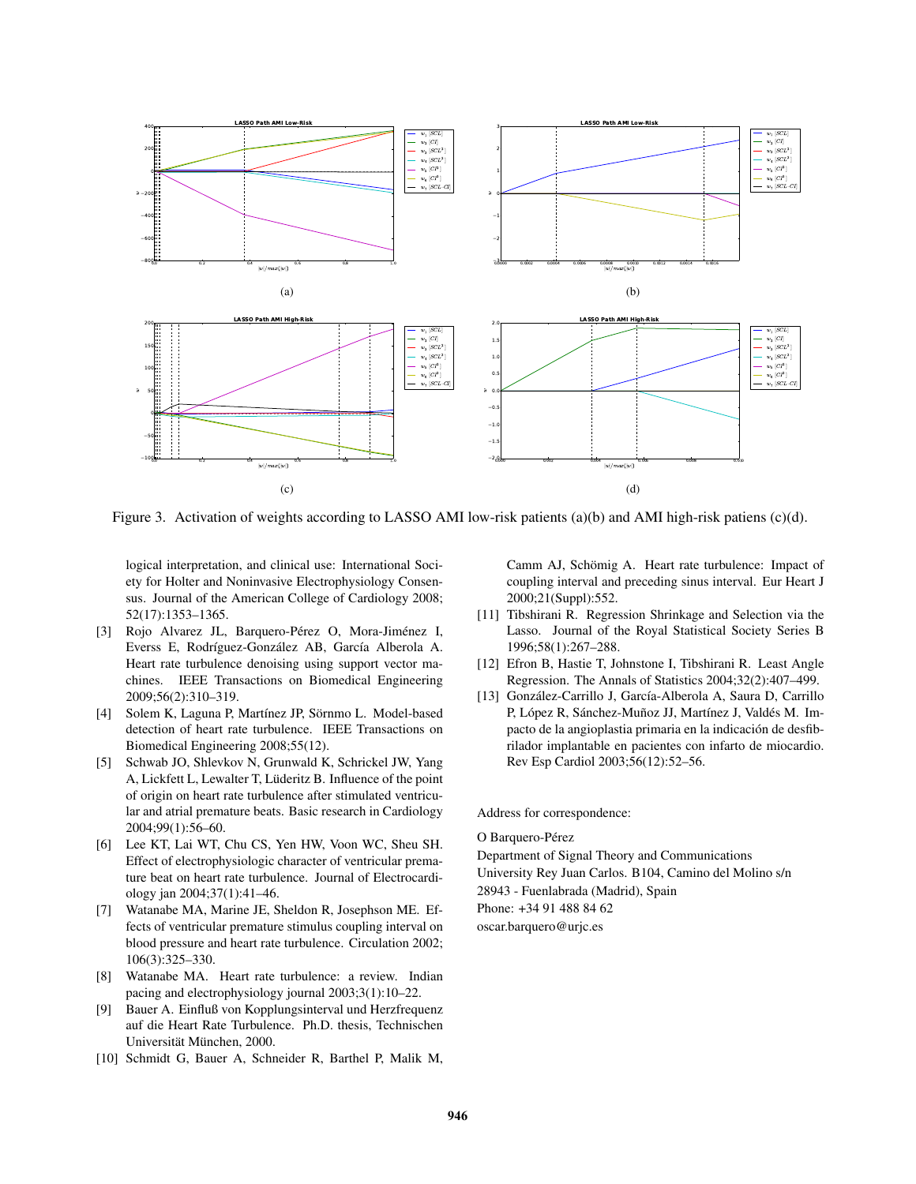LASSO Path AMI Low-Risk

(a)

LASSO Path AMI Low-Risk

(b)

LASSO Path AMI High-Risk

(c)

LASSO Path AMI High-Risk

(d)

Figure 3. Activation of weights according to LASSO AMI low-risk patients (a)(b) and AMI high-risk patiens (c)(d).

logical interpretation, and clinical use: International Society for Holter and Noninvasive Electrophysiology Consensus. Journal of the American College of Cardiology 2008; 52(17):1353–1365.

[3] Rojo Alvarez JL, Barquero-Pérez O, Mora-Jiménez I, Everss E, Rodríguez-González AB, García Alberola A. Heart rate turbulence denoising using support vector machines. IEEE Transactions on Biomedical Engineering 2009;56(2):310–319.

[4] Solem K, Laguna P, Martínez JP, Sörnmo L. Model-based detection of heart rate turbulence. IEEE Transactions on Biomedical Engineering 2008;55(12).

[5] Schwab JO, Shlevkov N, Grunwald K, Schrickel JW, Yang A, Lickfett L, Lewalter T, Lüderitz B. Influence of the point of origin on heart rate turbulence after stimulated ventricular and atrial premature beats. Basic research in Cardiology 2004;99(1):56–60.

[6] Lee KT, Lai WT, Chu CS, Yen HW, Voon WC, Sheu SH. Effect of electrophysiologic character of ventricular premature beat on heart rate turbulence. Journal of Electrocardiology jan 2004;37(1):41–46.

[7] Watanabe MA, Marine JE, Sheldon R, Josephson ME. Effects of ventricular premature stimulus coupling interval on blood pressure and heart rate turbulence. Circulation 2002; 106(3):325–330.

[8] Watanabe MA. Heart rate turbulence: a review. Indian pacing and electrophysiology journal 2003;3(1):10–22.

[9] Bauer A. Einfluß von Kopplungsinterval und Herzfrequenz auf die Heart Rate Turbulence. Ph.D. thesis, Technischen Universität München, 2000.

[10] Schmidt G, Bauer A, Schneider R, Barthel P, Malik M, Camm AJ, Schömig A. Heart rate turbulence: Impact of coupling interval and preceding sinus interval. Eur Heart J 2000;21(Suppl):552.

[11] Tibshirani R. Regression Shrinkage and Selection via the Lasso. Journal of the Royal Statistical Society Series B 1996;58(1):267–288.

[12] Efron B, Hastie T, Johnstone I, Tibshirani R. Least Angle Regression. The Annals of Statistics 2004;32(2):407–499.

[13] González-Carrillo J, García-Alberola A, Saura D, Carrillo P, López R, Sánchez-Muñoz JJ, Martínez J, Valdés M. Impacto de la angioplastia primaria en la indicación de desfibrilador implantable en pacientes con infarto de miocardio. Rev Esp Cardiol 2003;56(12):52–56.

Address for correspondence:

O Barquero-Pérez
Department of Signal Theory and Communications
University Rey Juan Carlos. B104, Camino del Molino s/n
28943 - Fuenlabrada (Madrid), Spain
Phone: +34 91 488 84 62
oscar.barquero@urjc.es